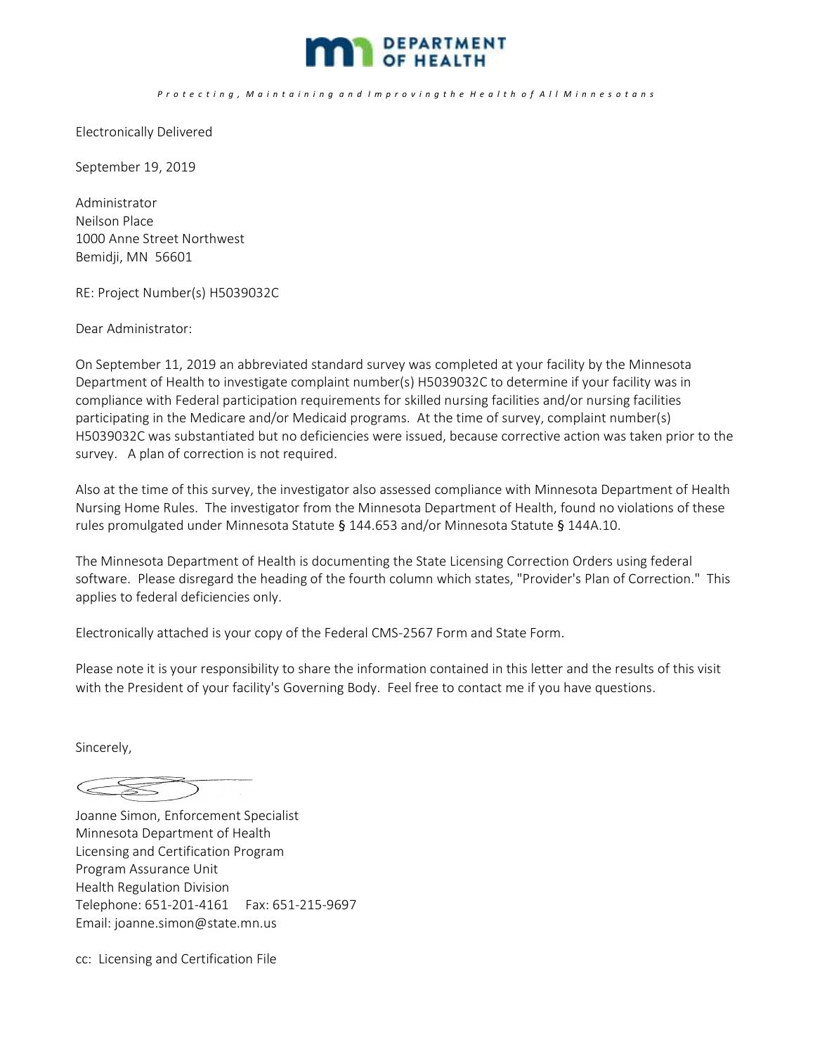DEPARTMENT OF HEALTH

*Protecting, Maintaining and Improving the Health of All Minnesotans*

Electronically Delivered

September 19, 2019

Administrator
Neilson Place
1000 Anne Street Northwest
Bemidji, MN 56601

RE: Project Number(s) H5039032C

Dear Administrator:

On September 11, 2019 an abbreviated standard survey was completed at your facility by the Minnesota Department of Health to investigate complaint number(s) H5039032C to determine if your facility was in compliance with Federal participation requirements for skilled nursing facilities and/or nursing facilities participating in the Medicare and/or Medicaid programs. At the time of survey, complaint number(s) H5039032C was substantiated but no deficiencies were issued, because corrective action was taken prior to the survey. A plan of correction is not required.

Also at the time of this survey, the investigator also assessed compliance with Minnesota Department of Health Nursing Home Rules. The investigator from the Minnesota Department of Health, found no violations of these rules promulgated under Minnesota Statute § 144.653 and/or Minnesota Statute § 144A.10.

The Minnesota Department of Health is documenting the State Licensing Correction Orders using federal software. Please disregard the heading of the fourth column which states, "Provider's Plan of Correction." This applies to federal deficiencies only.

Electronically attached is your copy of the Federal CMS-2567 Form and State Form.

Please note it is your responsibility to share the information contained in this letter and the results of this visit with the President of your facility's Governing Body. Feel free to contact me if you have questions.

Sincerely,

Joanne Simon, Enforcement Specialist
Minnesota Department of Health
Licensing and Certification Program
Program Assurance Unit
Health Regulation Division
Telephone: 651-201-4161 Fax: 651-215-9697
Email: joanne.simon@state.mn.us

cc: Licensing and Certification File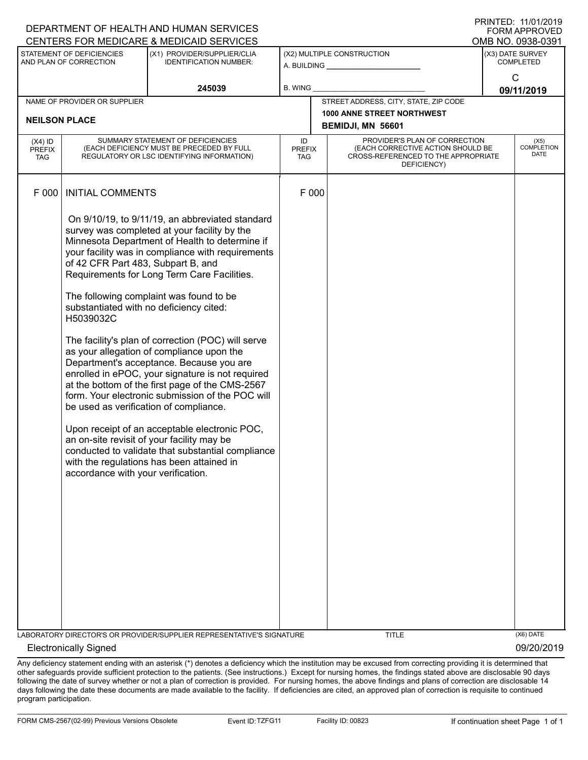DEPARTMENT OF HEALTH AND HUMAN SERVICES
CENTERS FOR MEDICARE & MEDICAID SERVICES

PRINTED: 11/01/2019
FORM APPROVED
OMB NO. 0938-0391

| STATEMENT OF DEFICIENCIES AND PLAN OF CORRECTION | (X1) PROVIDER/SUPPLIER/CLIA IDENTIFICATION NUMBER: | (X2) MULTIPLE CONSTRUCTION | (X3) DATE SURVEY COMPLETED |
|---|---|---|---|
| | 245039 | A. BUILDING ______ B. WING ______ | C 09/11/2019 |

| NAME OF PROVIDER OR SUPPLIER | STREET ADDRESS, CITY, STATE, ZIP CODE |
|---|---|
| NEILSON PLACE | 1000 ANNE STREET NORTHWEST BEMIDJI, MN 56601 |

| (X4) ID PREFIX TAG | SUMMARY STATEMENT OF DEFICIENCIES (EACH DEFICIENCY MUST BE PRECEDED BY FULL REGULATORY OR LSC IDENTIFYING INFORMATION) | ID PREFIX TAG | PROVIDER'S PLAN OF CORRECTION (EACH CORRECTIVE ACTION SHOULD BE CROSS-REFERENCED TO THE APPROPRIATE DEFICIENCY) | (X5) COMPLETION DATE |
|---|---|---|---|---|
| F 000 | INITIAL COMMENTS | F 000 | | |

On 9/10/19, to 9/11/19, an abbreviated standard survey was completed at your facility by the Minnesota Department of Health to determine if your facility was in compliance with requirements of 42 CFR Part 483, Subpart B, and Requirements for Long Term Care Facilities.

The following complaint was found to be substantiated with no deficiency cited: H5039032C

The facility's plan of correction (POC) will serve as your allegation of compliance upon the Department's acceptance. Because you are enrolled in ePOC, your signature is not required at the bottom of the first page of the CMS-2567 form. Your electronic submission of the POC will be used as verification of compliance.

Upon receipt of an acceptable electronic POC, an on-site revisit of your facility may be conducted to validate that substantial compliance with the regulations has been attained in accordance with your verification.

| LABORATORY DIRECTOR'S OR PROVIDER/SUPPLIER REPRESENTATIVE'S SIGNATURE | TITLE | (X6) DATE |
|---|---|---|
| Electronically Signed | | 09/20/2019 |

Any deficiency statement ending with an asterisk (*) denotes a deficiency which the institution may be excused from correcting providing it is determined that other safeguards provide sufficient protection to the patients. (See instructions.) Except for nursing homes, the findings stated above are disclosable 90 days following the date of survey whether or not a plan of correction is provided. For nursing homes, the above findings and plans of correction are disclosable 14 days following the date these documents are made available to the facility. If deficiencies are cited, an approved plan of correction is requisite to continued program participation.

FORM CMS-2567(02-99) Previous Versions Obsolete | Event ID: TZFG11 | Facility ID: 00823 | If continuation sheet Page 1 of 1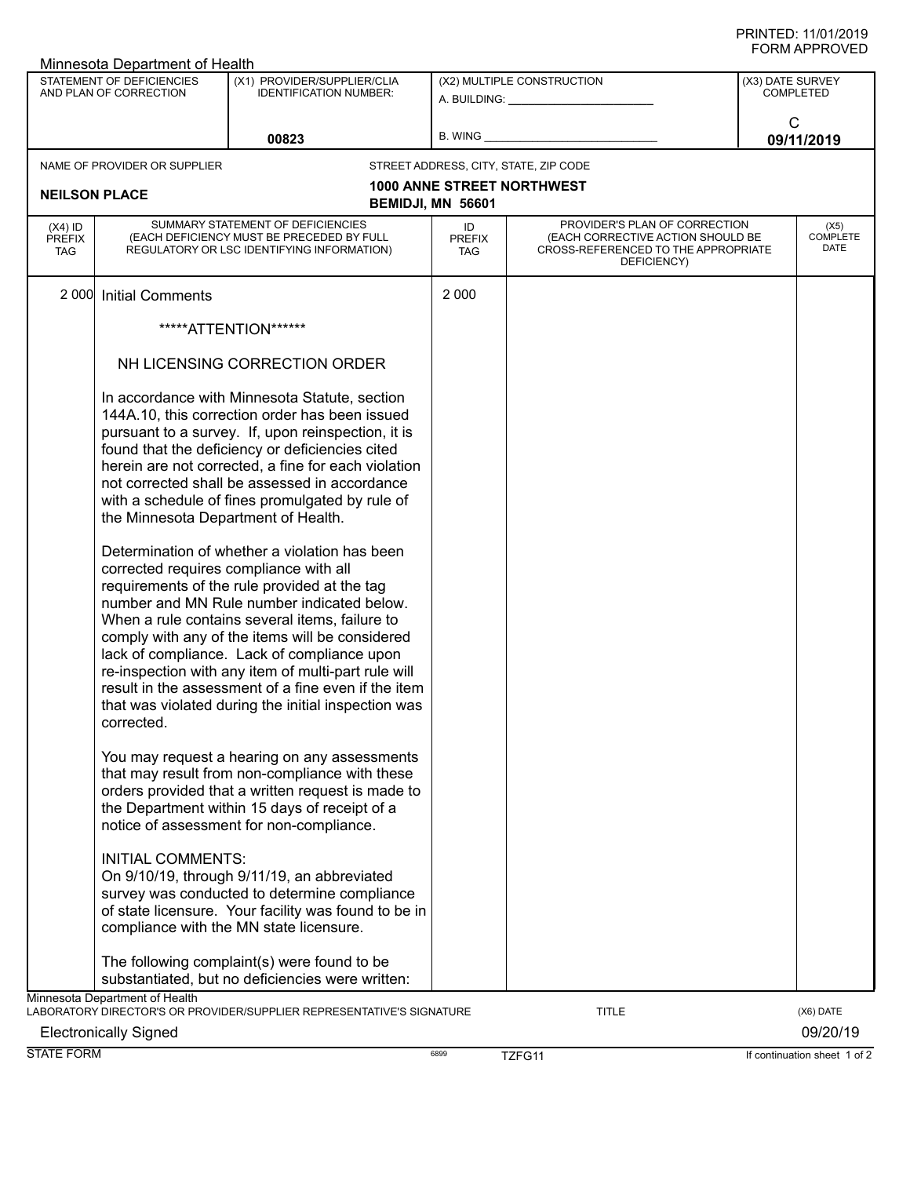Minnesota Department of Health

| STATEMENT OF DEFICIENCIES AND PLAN OF CORRECTION | (X1) PROVIDER/SUPPLIER/CLIA IDENTIFICATION NUMBER: | (X2) MULTIPLE CONSTRUCTION | (X3) DATE SURVEY COMPLETED |
|---|---|---|---|
| | 00823 | A. BUILDING: ______ B. WING ______ | C 09/11/2019 |

NAME OF PROVIDER OR SUPPLIER: **NEILSON PLACE**

STREET ADDRESS, CITY, STATE, ZIP CODE: **1000 ANNE STREET NORTHWEST, BEMIDJI, MN 56601**

| (X4) ID PREFIX TAG | SUMMARY STATEMENT OF DEFICIENCIES (EACH DEFICIENCY MUST BE PRECEDED BY FULL REGULATORY OR LSC IDENTIFYING INFORMATION) | ID PREFIX TAG | PROVIDER'S PLAN OF CORRECTION (EACH CORRECTIVE ACTION SHOULD BE CROSS-REFERENCED TO THE APPROPRIATE DEFICIENCY) | (X5) COMPLETE DATE |
|---|---|---|---|---|
| 2 000 | Initial Comments | 2 000 | | |

*****ATTENTION******

NH LICENSING CORRECTION ORDER

In accordance with Minnesota Statute, section 144A.10, this correction order has been issued pursuant to a survey. If, upon reinspection, it is found that the deficiency or deficiencies cited herein are not corrected, a fine for each violation not corrected shall be assessed in accordance with a schedule of fines promulgated by rule of the Minnesota Department of Health.

Determination of whether a violation has been corrected requires compliance with all requirements of the rule provided at the tag number and MN Rule number indicated below. When a rule contains several items, failure to comply with any of the items will be considered lack of compliance. Lack of compliance upon re-inspection with any item of multi-part rule will result in the assessment of a fine even if the item that was violated during the initial inspection was corrected.

You may request a hearing on any assessments that may result from non-compliance with these orders provided that a written request is made to the Department within 15 days of receipt of a notice of assessment for non-compliance.

INITIAL COMMENTS:
On 9/10/19, through 9/11/19, an abbreviated survey was conducted to determine compliance of state licensure. Your facility was found to be in compliance with the MN state licensure.

The following complaint(s) were found to be substantiated, but no deficiencies were written:

Minnesota Department of Health
LABORATORY DIRECTOR'S OR PROVIDER/SUPPLIER REPRESENTATIVE'S SIGNATURE: Electronically Signed
TITLE:
(X6) DATE: 09/20/19

STATE FORM 6899 TZFG11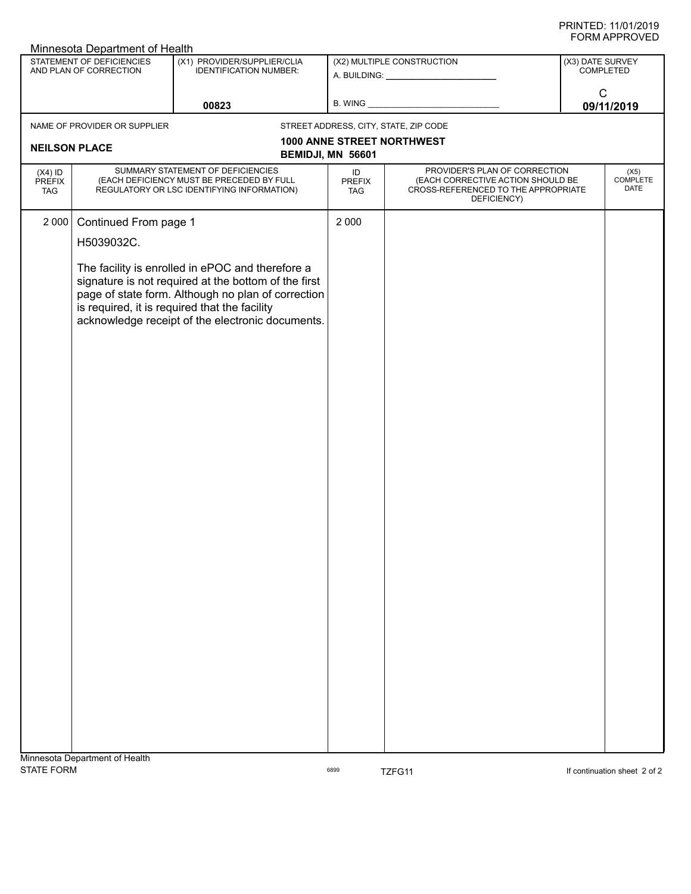Minnesota Department of Health

FORM APPROVED

| STATEMENT OF DEFICIENCIES AND PLAN OF CORRECTION | (X1) PROVIDER/SUPPLIER/CLIA IDENTIFICATION NUMBER: | (X2) MULTIPLE CONSTRUCTION | (X3) DATE SURVEY COMPLETED |
|---|---|---|---|
| | 00823 | A. BUILDING: ______ B. WING ______ | C 09/11/2019 |

NAME OF PROVIDER OR SUPPLIER: **NEILSON PLACE**

STREET ADDRESS, CITY, STATE, ZIP CODE: **1000 ANNE STREET NORTHWEST BEMIDJI, MN 56601**

| (X4) ID PREFIX TAG | SUMMARY STATEMENT OF DEFICIENCIES (EACH DEFICIENCY MUST BE PRECEDED BY FULL REGULATORY OR LSC IDENTIFYING INFORMATION) | ID PREFIX TAG | PROVIDER'S PLAN OF CORRECTION (EACH CORRECTIVE ACTION SHOULD BE CROSS-REFERENCED TO THE APPROPRIATE DEFICIENCY) | (X5) COMPLETE DATE |
|---|---|---|---|---|
| 2 000 | Continued From page 1<br><br>H5039032C.<br><br>The facility is enrolled in ePOC and therefore a signature is not required at the bottom of the first page of state form. Although no plan of correction is required, it is required that the facility acknowledge receipt of the electronic documents. | 2 000 | | |

Minnesota Department of Health
STATE FORM 6899 TZFG11